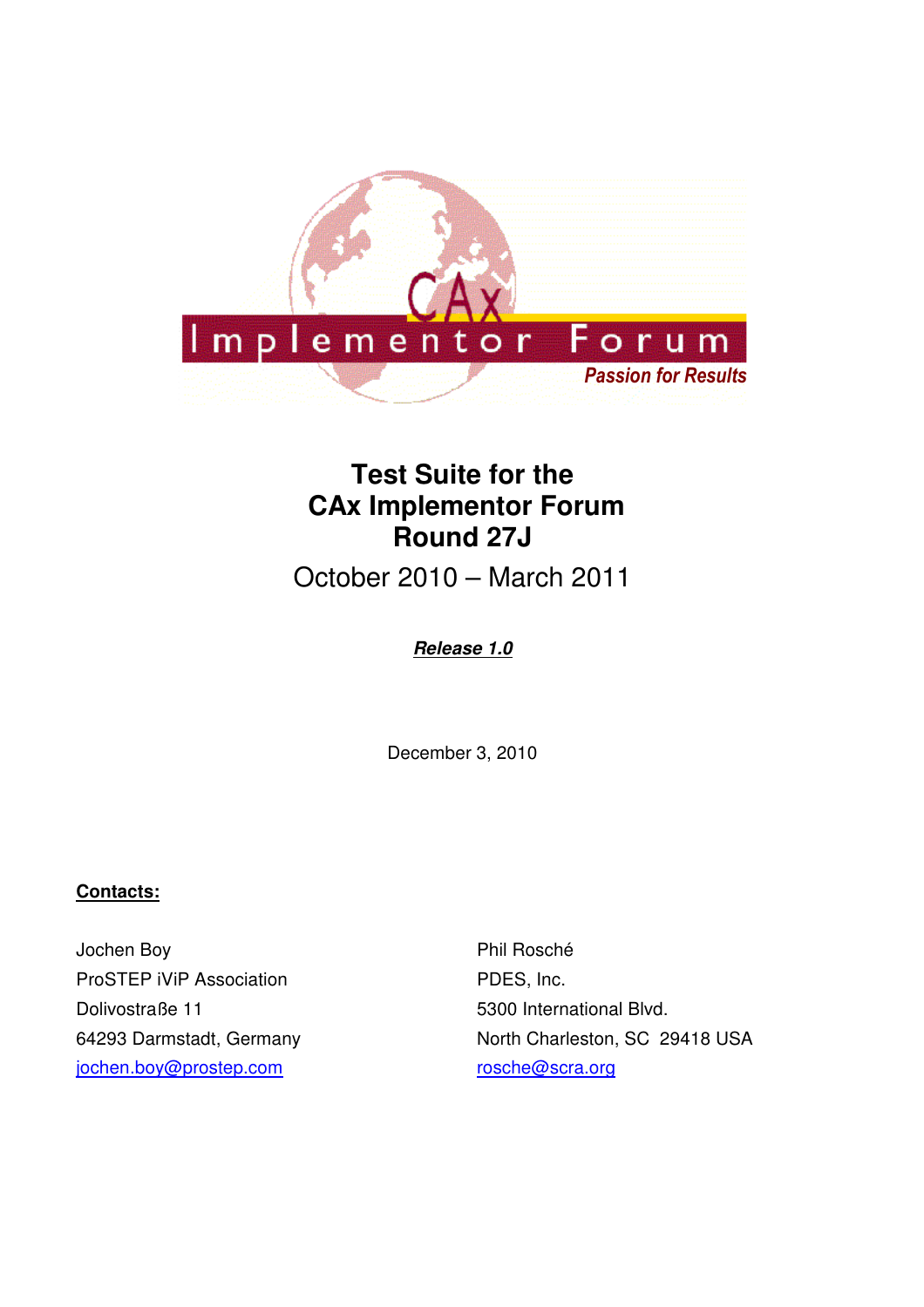CAx Implementor Forum
*Passion for Results*

# Test Suite for the CAx Implementor Forum Round 27J

October 2010 – March 2011

***Release 1.0***

December 3, 2010

**Contacts:**

Jochen Boy
ProSTEP iViP Association
Dolivostraße 11
64293 Darmstadt, Germany
jochen.boy@prostep.com

Phil Rosché
PDES, Inc.
5300 International Blvd.
North Charleston, SC 29418 USA
rosche@scra.org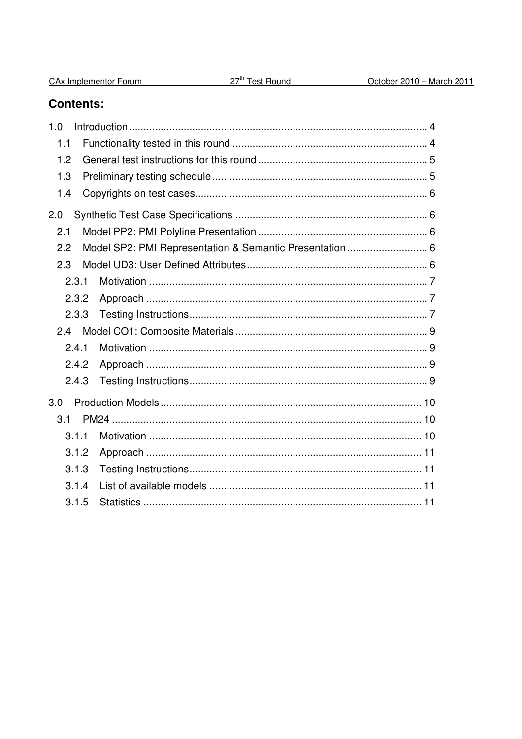## Contents:

1.0 Introduction ........................................................................................................ 4
  1.1 Functionality tested in this round .................................................................... 4
  1.2 General test instructions for this round ........................................................... 5
  1.3 Preliminary testing schedule ........................................................................... 5
  1.4 Copyrights on test cases................................................................................. 6

2.0 Synthetic Test Case Specifications ................................................................... 6
  2.1 Model PP2: PMI Polyline Presentation ........................................................... 6
  2.2 Model SP2: PMI Representation & Semantic Presentation ............................ 6
  2.3 Model UD3: User Defined Attributes ............................................................... 6
    2.3.1 Motivation ................................................................................................ 7
    2.3.2 Approach ................................................................................................. 7
    2.3.3 Testing Instructions................................................................................... 7
  2.4 Model CO1: Composite Materials .................................................................. 9
    2.4.1 Motivation ................................................................................................ 9
    2.4.2 Approach ................................................................................................. 9
    2.4.3 Testing Instructions................................................................................... 9

3.0 Production Models ........................................................................................... 10
  3.1 PM24 ............................................................................................................ 10
    3.1.1 Motivation ............................................................................................... 10
    3.1.2 Approach ................................................................................................ 11
    3.1.3 Testing Instructions................................................................................. 11
    3.1.4 List of available models .......................................................................... 11
    3.1.5 Statistics ................................................................................................. 11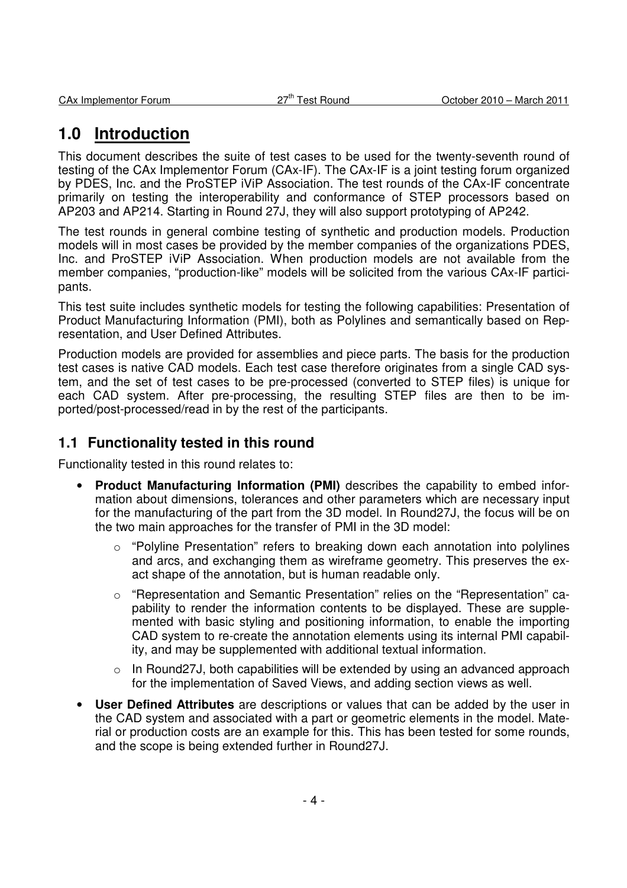# 1.0 Introduction

This document describes the suite of test cases to be used for the twenty-seventh round of testing of the CAx Implementor Forum (CAx-IF). The CAx-IF is a joint testing forum organized by PDES, Inc. and the ProSTEP iViP Association. The test rounds of the CAx-IF concentrate primarily on testing the interoperability and conformance of STEP processors based on AP203 and AP214. Starting in Round 27J, they will also support prototyping of AP242.

The test rounds in general combine testing of synthetic and production models. Production models will in most cases be provided by the member companies of the organizations PDES, Inc. and ProSTEP iViP Association. When production models are not available from the member companies, "production-like" models will be solicited from the various CAx-IF participants.

This test suite includes synthetic models for testing the following capabilities: Presentation of Product Manufacturing Information (PMI), both as Polylines and semantically based on Representation, and User Defined Attributes.

Production models are provided for assemblies and piece parts. The basis for the production test cases is native CAD models. Each test case therefore originates from a single CAD system, and the set of test cases to be pre-processed (converted to STEP files) is unique for each CAD system. After pre-processing, the resulting STEP files are then to be imported/post-processed/read in by the rest of the participants.

## 1.1 Functionality tested in this round

Functionality tested in this round relates to:

- **Product Manufacturing Information (PMI)** describes the capability to embed information about dimensions, tolerances and other parameters which are necessary input for the manufacturing of the part from the 3D model. In Round27J, the focus will be on the two main approaches for the transfer of PMI in the 3D model:
  - "Polyline Presentation" refers to breaking down each annotation into polylines and arcs, and exchanging them as wireframe geometry. This preserves the exact shape of the annotation, but is human readable only.
  - "Representation and Semantic Presentation" relies on the "Representation" capability to render the information contents to be displayed. These are supplemented with basic styling and positioning information, to enable the importing CAD system to re-create the annotation elements using its internal PMI capability, and may be supplemented with additional textual information.
  - In Round27J, both capabilities will be extended by using an advanced approach for the implementation of Saved Views, and adding section views as well.
- **User Defined Attributes** are descriptions or values that can be added by the user in the CAD system and associated with a part or geometric elements in the model. Material or production costs are an example for this. This has been tested for some rounds, and the scope is being extended further in Round27J.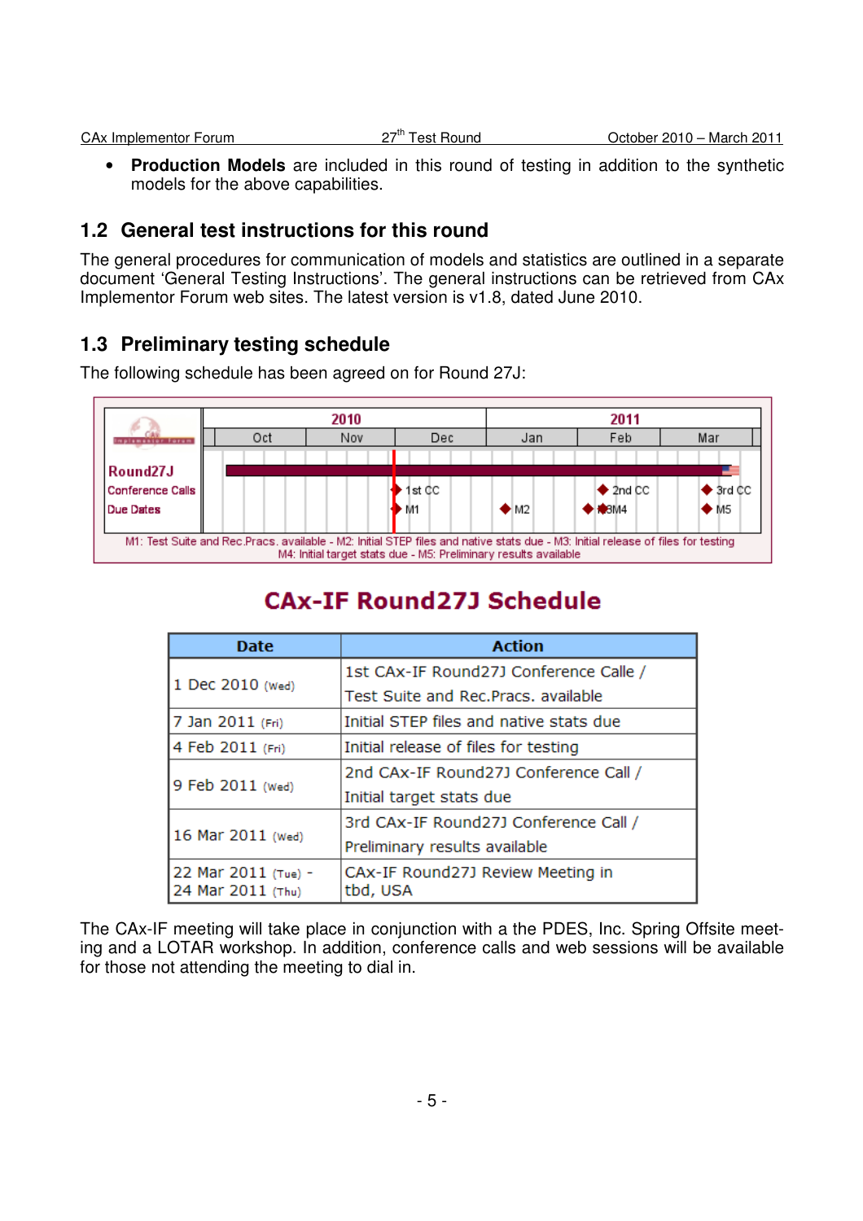- **Production Models** are included in this round of testing in addition to the synthetic models for the above capabilities.

## 1.2 General test instructions for this round

The general procedures for communication of models and statistics are outlined in a separate document 'General Testing Instructions'. The general instructions can be retrieved from CAx Implementor Forum web sites. The latest version is v1.8, dated June 2010.

## 1.3 Preliminary testing schedule

The following schedule has been agreed on for Round 27J:

M1: Test Suite and Rec.Pracs. available - M2: Initial STEP files and native stats due - M3: Initial release of files for testing
M4: Initial target stats due - M5: Preliminary results available

**CAx-IF Round27J Schedule**

| Date | Action |
|---|---|
| 1 Dec 2010 (Wed) | 1st CAx-IF Round27J Conference Calle / Test Suite and Rec.Pracs. available |
| 7 Jan 2011 (Fri) | Initial STEP files and native stats due |
| 4 Feb 2011 (Fri) | Initial release of files for testing |
| 9 Feb 2011 (Wed) | 2nd CAx-IF Round27J Conference Call / Initial target stats due |
| 16 Mar 2011 (Wed) | 3rd CAx-IF Round27J Conference Call / Preliminary results available |
| 22 Mar 2011 (Tue) - 24 Mar 2011 (Thu) | CAx-IF Round27J Review Meeting in tbd, USA |

The CAx-IF meeting will take place in conjunction with a the PDES, Inc. Spring Offsite meeting and a LOTAR workshop. In addition, conference calls and web sessions will be available for those not attending the meeting to dial in.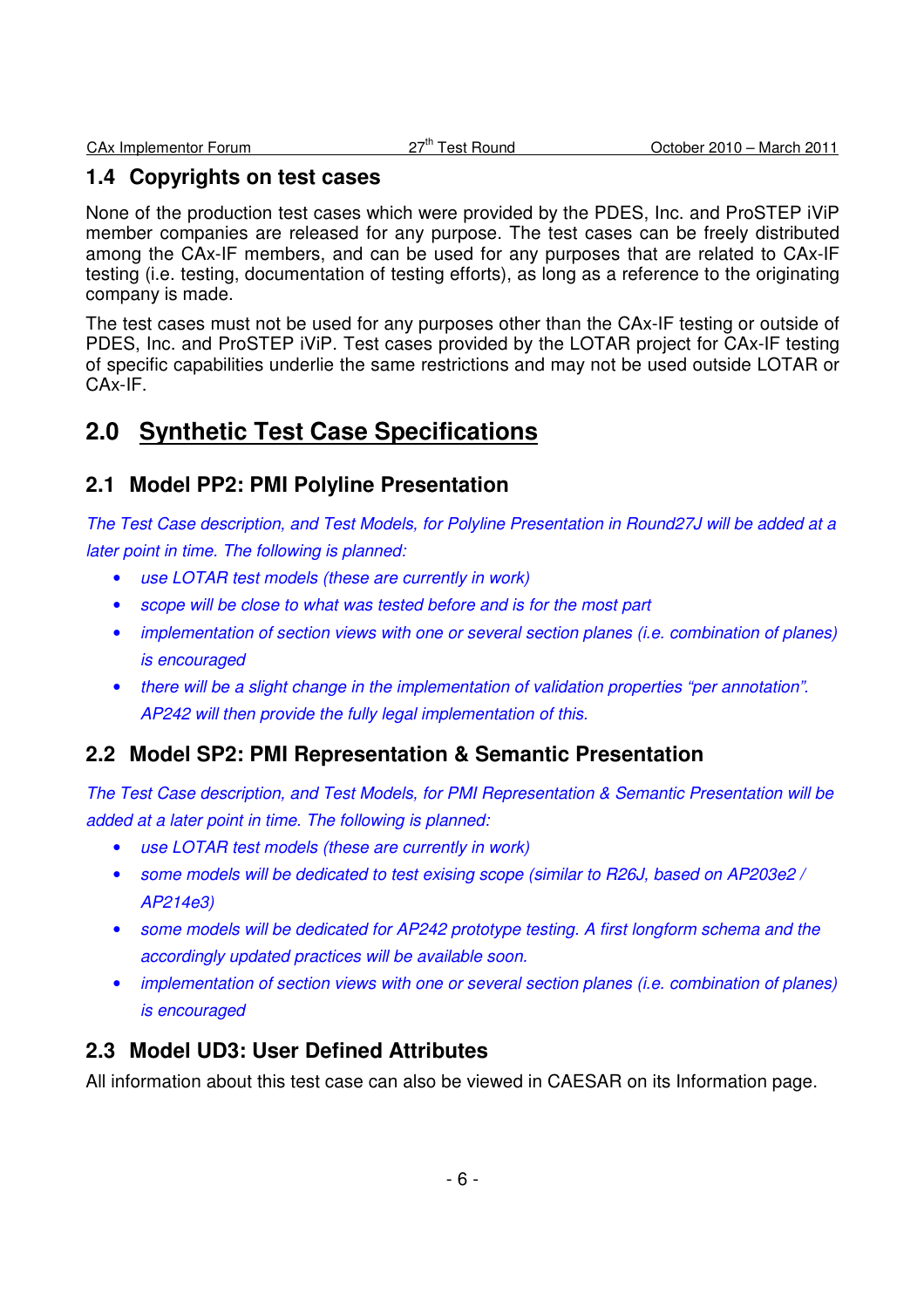## 1.4 Copyrights on test cases

None of the production test cases which were provided by the PDES, Inc. and ProSTEP iViP member companies are released for any purpose. The test cases can be freely distributed among the CAx-IF members, and can be used for any purposes that are related to CAx-IF testing (i.e. testing, documentation of testing efforts), as long as a reference to the originating company is made.

The test cases must not be used for any purposes other than the CAx-IF testing or outside of PDES, Inc. and ProSTEP iViP. Test cases provided by the LOTAR project for CAx-IF testing of specific capabilities underlie the same restrictions and may not be used outside LOTAR or CAx-IF.

# 2.0 Synthetic Test Case Specifications

## 2.1 Model PP2: PMI Polyline Presentation

*The Test Case description, and Test Models, for Polyline Presentation in Round27J will be added at a later point in time. The following is planned:*

- *use LOTAR test models (these are currently in work)*
- *scope will be close to what was tested before and is for the most part*
- *implementation of section views with one or several section planes (i.e. combination of planes) is encouraged*
- *there will be a slight change in the implementation of validation properties "per annotation". AP242 will then provide the fully legal implementation of this.*

## 2.2 Model SP2: PMI Representation & Semantic Presentation

*The Test Case description, and Test Models, for PMI Representation & Semantic Presentation will be added at a later point in time. The following is planned:*

- *use LOTAR test models (these are currently in work)*
- *some models will be dedicated to test exising scope (similar to R26J, based on AP203e2 / AP214e3)*
- *some models will be dedicated for AP242 prototype testing. A first longform schema and the accordingly updated practices will be available soon.*
- *implementation of section views with one or several section planes (i.e. combination of planes) is encouraged*

## 2.3 Model UD3: User Defined Attributes

All information about this test case can also be viewed in CAESAR on its Information page.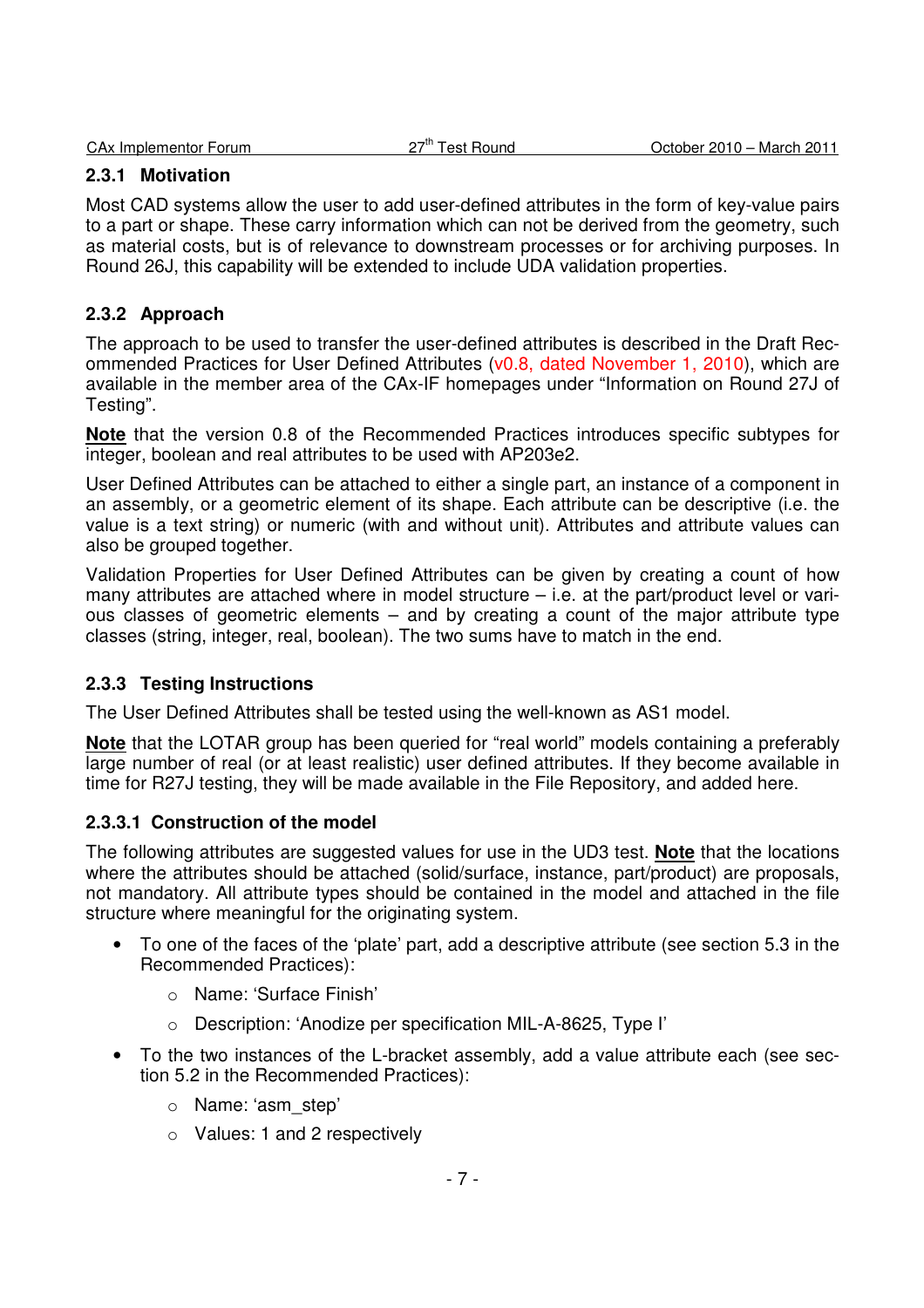### 2.3.1 Motivation

Most CAD systems allow the user to add user-defined attributes in the form of key-value pairs to a part or shape. These carry information which can not be derived from the geometry, such as material costs, but is of relevance to downstream processes or for archiving purposes. In Round 26J, this capability will be extended to include UDA validation properties.

### 2.3.2 Approach

The approach to be used to transfer the user-defined attributes is described in the Draft Recommended Practices for User Defined Attributes (v0.8, dated November 1, 2010), which are available in the member area of the CAx-IF homepages under "Information on Round 27J of Testing".

**Note** that the version 0.8 of the Recommended Practices introduces specific subtypes for integer, boolean and real attributes to be used with AP203e2.

User Defined Attributes can be attached to either a single part, an instance of a component in an assembly, or a geometric element of its shape. Each attribute can be descriptive (i.e. the value is a text string) or numeric (with and without unit). Attributes and attribute values can also be grouped together.

Validation Properties for User Defined Attributes can be given by creating a count of how many attributes are attached where in model structure – i.e. at the part/product level or various classes of geometric elements – and by creating a count of the major attribute type classes (string, integer, real, boolean). The two sums have to match in the end.

### 2.3.3 Testing Instructions

The User Defined Attributes shall be tested using the well-known as AS1 model.

**Note** that the LOTAR group has been queried for "real world" models containing a preferably large number of real (or at least realistic) user defined attributes. If they become available in time for R27J testing, they will be made available in the File Repository, and added here.

#### 2.3.3.1 Construction of the model

The following attributes are suggested values for use in the UD3 test. **Note** that the locations where the attributes should be attached (solid/surface, instance, part/product) are proposals, not mandatory. All attribute types should be contained in the model and attached in the file structure where meaningful for the originating system.

- To one of the faces of the 'plate' part, add a descriptive attribute (see section 5.3 in the Recommended Practices):
  - Name: 'Surface Finish'
  - Description: 'Anodize per specification MIL-A-8625, Type I'
- To the two instances of the L-bracket assembly, add a value attribute each (see section 5.2 in the Recommended Practices):
  - Name: 'asm_step'
  - Values: 1 and 2 respectively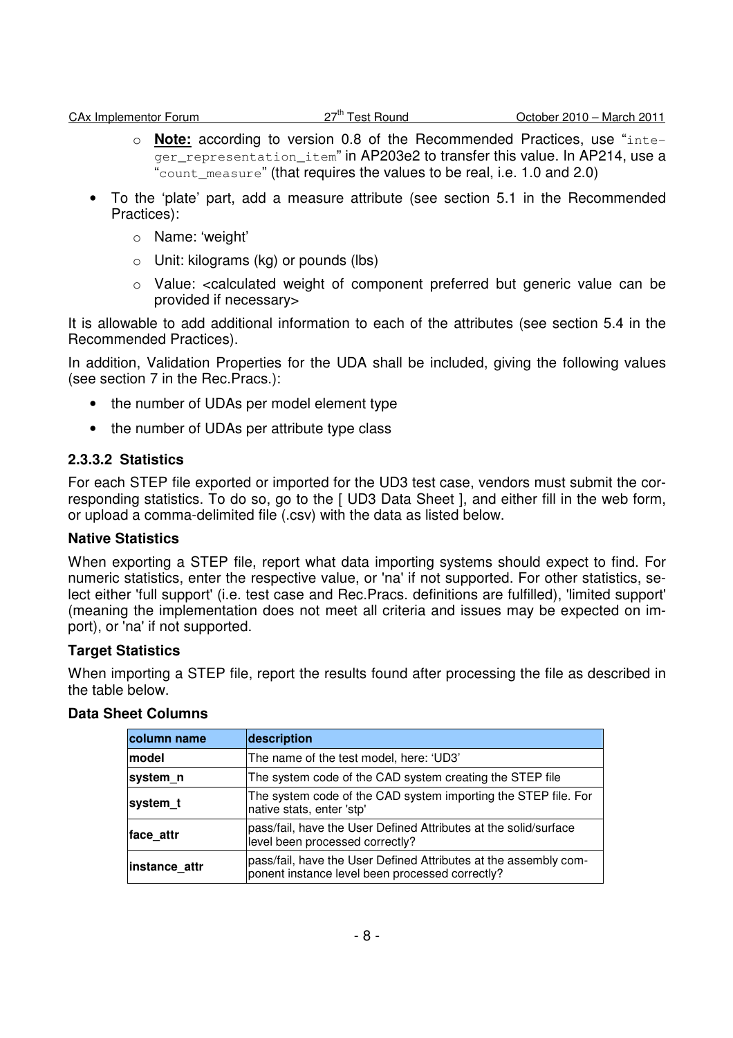- **Note:** according to version 0.8 of the Recommended Practices, use "`integer_representation_item`" in AP203e2 to transfer this value. In AP214, use a "`count_measure`" (that requires the values to be real, i.e. 1.0 and 2.0)

- To the 'plate' part, add a measure attribute (see section 5.1 in the Recommended Practices):
    - Name: 'weight'
    - Unit: kilograms (kg) or pounds (lbs)
    - Value: <calculated weight of component preferred but generic value can be provided if necessary>

It is allowable to add additional information to each of the attributes (see section 5.4 in the Recommended Practices).

In addition, Validation Properties for the UDA shall be included, giving the following values (see section 7 in the Rec.Pracs.):

- the number of UDAs per model element type
- the number of UDAs per attribute type class

### 2.3.3.2 Statistics

For each STEP file exported or imported for the UD3 test case, vendors must submit the corresponding statistics. To do so, go to the [ UD3 Data Sheet ], and either fill in the web form, or upload a comma-delimited file (.csv) with the data as listed below.

**Native Statistics**

When exporting a STEP file, report what data importing systems should expect to find. For numeric statistics, enter the respective value, or 'na' if not supported. For other statistics, select either 'full support' (i.e. test case and Rec.Pracs. definitions are fulfilled), 'limited support' (meaning the implementation does not meet all criteria and issues may be expected on import), or 'na' if not supported.

**Target Statistics**

When importing a STEP file, report the results found after processing the file as described in the table below.

**Data Sheet Columns**

| column name | description |
|---|---|
| **model** | The name of the test model, here: 'UD3' |
| **system_n** | The system code of the CAD system creating the STEP file |
| **system_t** | The system code of the CAD system importing the STEP file. For native stats, enter 'stp' |
| **face_attr** | pass/fail, have the User Defined Attributes at the solid/surface level been processed correctly? |
| **instance_attr** | pass/fail, have the User Defined Attributes at the assembly component instance level been processed correctly? |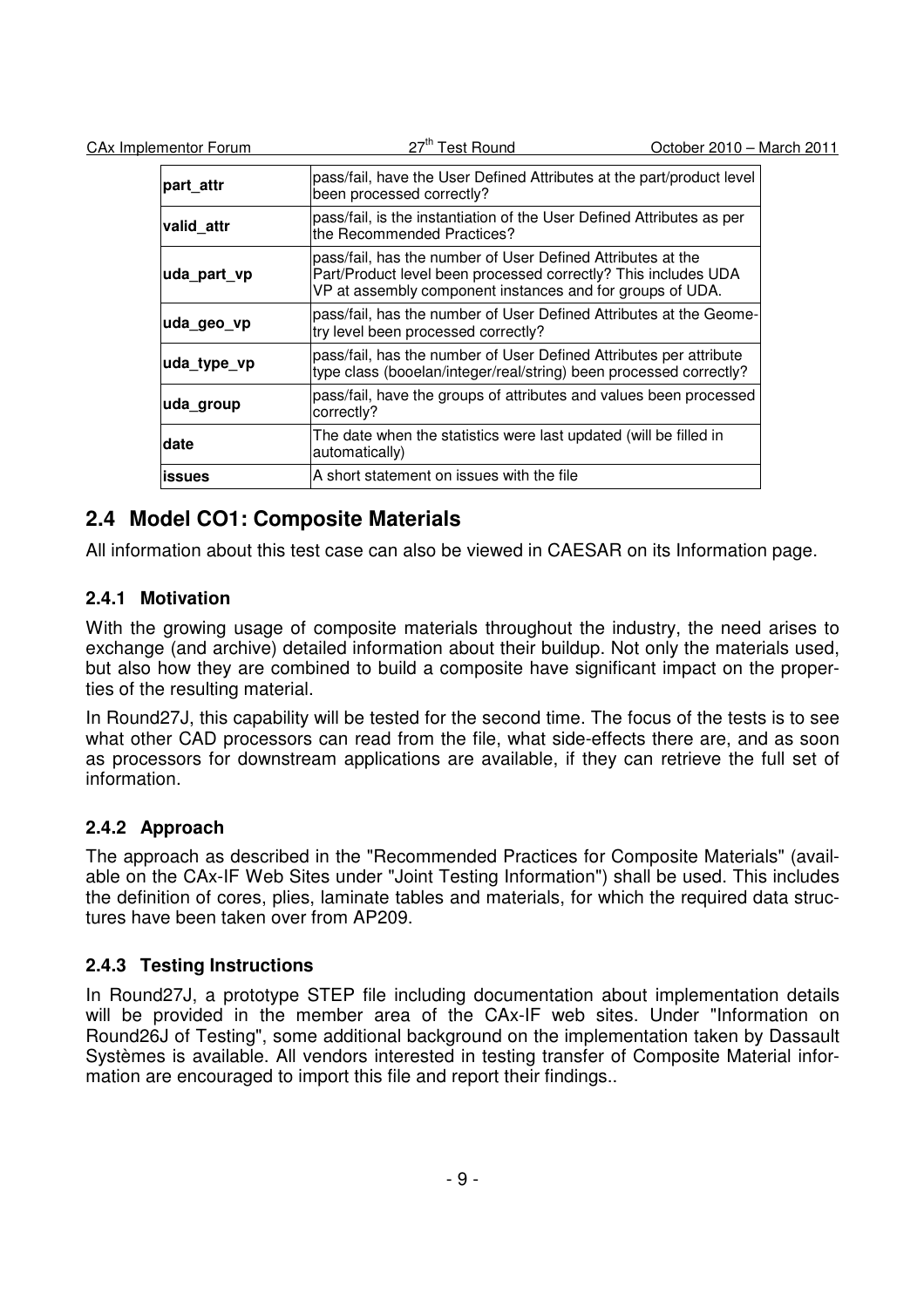| | |
|---|---|
| **part_attr** | pass/fail, have the User Defined Attributes at the part/product level been processed correctly? |
| **valid_attr** | pass/fail, is the instantiation of the User Defined Attributes as per the Recommended Practices? |
| **uda_part_vp** | pass/fail, has the number of User Defined Attributes at the Part/Product level been processed correctly? This includes UDA VP at assembly component instances and for groups of UDA. |
| **uda_geo_vp** | pass/fail, has the number of User Defined Attributes at the Geometry level been processed correctly? |
| **uda_type_vp** | pass/fail, has the number of User Defined Attributes per attribute type class (booelan/integer/real/string) been processed correctly? |
| **uda_group** | pass/fail, have the groups of attributes and values been processed correctly? |
| **date** | The date when the statistics were last updated (will be filled in automatically) |
| **issues** | A short statement on issues with the file |

## 2.4 Model CO1: Composite Materials

All information about this test case can also be viewed in CAESAR on its Information page.

### 2.4.1 Motivation

With the growing usage of composite materials throughout the industry, the need arises to exchange (and archive) detailed information about their buildup. Not only the materials used, but also how they are combined to build a composite have significant impact on the properties of the resulting material.

In Round27J, this capability will be tested for the second time. The focus of the tests is to see what other CAD processors can read from the file, what side-effects there are, and as soon as processors for downstream applications are available, if they can retrieve the full set of information.

### 2.4.2 Approach

The approach as described in the "Recommended Practices for Composite Materials" (available on the CAx-IF Web Sites under "Joint Testing Information") shall be used. This includes the definition of cores, plies, laminate tables and materials, for which the required data structures have been taken over from AP209.

### 2.4.3 Testing Instructions

In Round27J, a prototype STEP file including documentation about implementation details will be provided in the member area of the CAx-IF web sites. Under "Information on Round26J of Testing", some additional background on the implementation taken by Dassault Systèmes is available. All vendors interested in testing transfer of Composite Material information are encouraged to import this file and report their findings..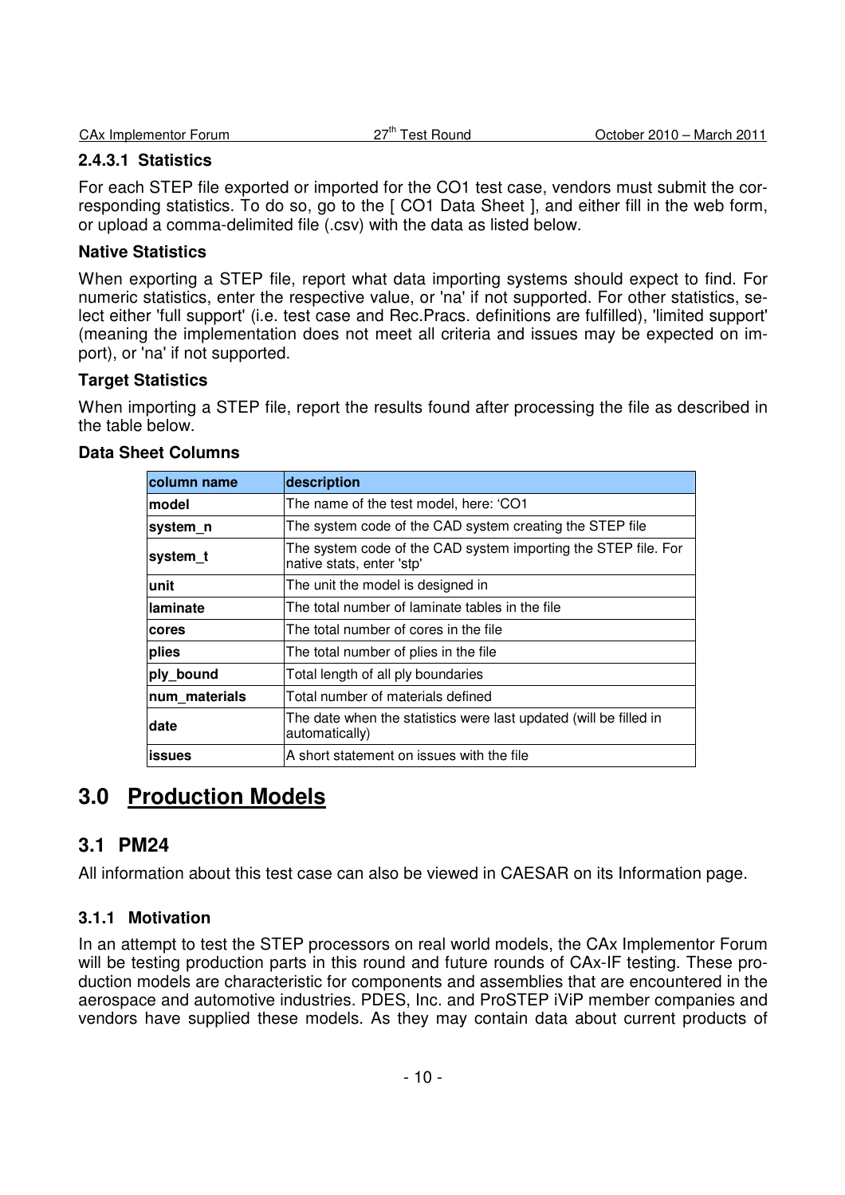#### 2.4.3.1 Statistics

For each STEP file exported or imported for the CO1 test case, vendors must submit the corresponding statistics. To do so, go to the [ CO1 Data Sheet ], and either fill in the web form, or upload a comma-delimited file (.csv) with the data as listed below.

**Native Statistics**

When exporting a STEP file, report what data importing systems should expect to find. For numeric statistics, enter the respective value, or 'na' if not supported. For other statistics, select either 'full support' (i.e. test case and Rec.Pracs. definitions are fulfilled), 'limited support' (meaning the implementation does not meet all criteria and issues may be expected on import), or 'na' if not supported.

**Target Statistics**

When importing a STEP file, report the results found after processing the file as described in the table below.

**Data Sheet Columns**

| column name | description |
|---|---|
| **model** | The name of the test model, here: 'CO1 |
| **system_n** | The system code of the CAD system creating the STEP file |
| **system_t** | The system code of the CAD system importing the STEP file. For native stats, enter 'stp' |
| **unit** | The unit the model is designed in |
| **laminate** | The total number of laminate tables in the file |
| **cores** | The total number of cores in the file |
| **plies** | The total number of plies in the file |
| **ply_bound** | Total length of all ply boundaries |
| **num_materials** | Total number of materials defined |
| **date** | The date when the statistics were last updated (will be filled in automatically) |
| **issues** | A short statement on issues with the file |

# 3.0 Production Models

## 3.1 PM24

All information about this test case can also be viewed in CAESAR on its Information page.

### 3.1.1 Motivation

In an attempt to test the STEP processors on real world models, the CAx Implementor Forum will be testing production parts in this round and future rounds of CAx-IF testing. These production models are characteristic for components and assemblies that are encountered in the aerospace and automotive industries. PDES, Inc. and ProSTEP iViP member companies and vendors have supplied these models. As they may contain data about current products of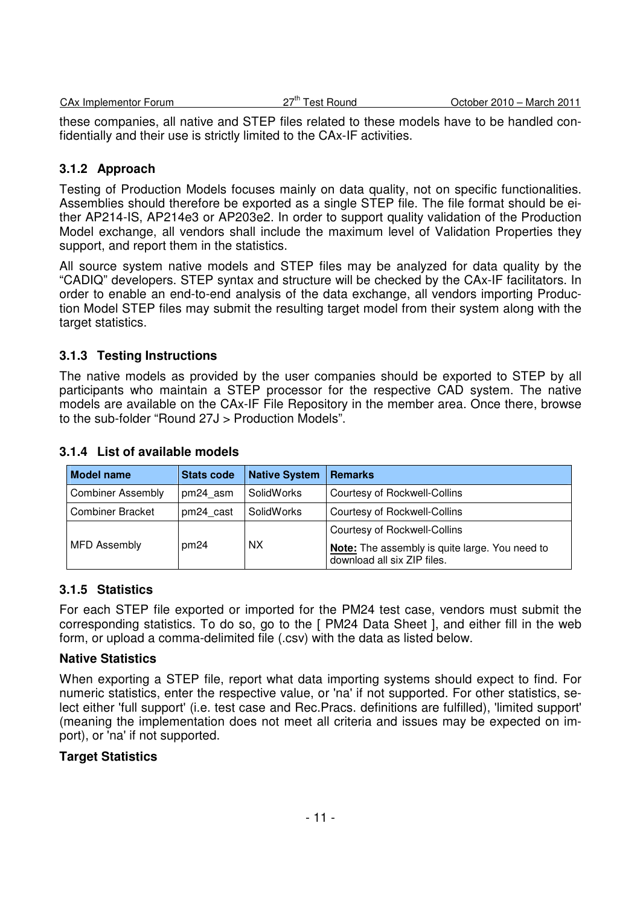these companies, all native and STEP files related to these models have to be handled confidentially and their use is strictly limited to the CAx-IF activities.

### 3.1.2 Approach

Testing of Production Models focuses mainly on data quality, not on specific functionalities. Assemblies should therefore be exported as a single STEP file. The file format should be either AP214-IS, AP214e3 or AP203e2. In order to support quality validation of the Production Model exchange, all vendors shall include the maximum level of Validation Properties they support, and report them in the statistics.

All source system native models and STEP files may be analyzed for data quality by the "CADIQ" developers. STEP syntax and structure will be checked by the CAx-IF facilitators. In order to enable an end-to-end analysis of the data exchange, all vendors importing Production Model STEP files may submit the resulting target model from their system along with the target statistics.

### 3.1.3 Testing Instructions

The native models as provided by the user companies should be exported to STEP by all participants who maintain a STEP processor for the respective CAD system. The native models are available on the CAx-IF File Repository in the member area. Once there, browse to the sub-folder "Round 27J > Production Models".

### 3.1.4 List of available models

| Model name | Stats code | Native System | Remarks |
|---|---|---|---|
| Combiner Assembly | pm24_asm | SolidWorks | Courtesy of Rockwell-Collins |
| Combiner Bracket | pm24_cast | SolidWorks | Courtesy of Rockwell-Collins |
| MFD Assembly | pm24 | NX | Courtesy of Rockwell-Collins<br>**Note:** The assembly is quite large. You need to download all six ZIP files. |

### 3.1.5 Statistics

For each STEP file exported or imported for the PM24 test case, vendors must submit the corresponding statistics. To do so, go to the [ PM24 Data Sheet ], and either fill in the web form, or upload a comma-delimited file (.csv) with the data as listed below.

**Native Statistics**

When exporting a STEP file, report what data importing systems should expect to find. For numeric statistics, enter the respective value, or 'na' if not supported. For other statistics, select either 'full support' (i.e. test case and Rec.Pracs. definitions are fulfilled), 'limited support' (meaning the implementation does not meet all criteria and issues may be expected on import), or 'na' if not supported.

**Target Statistics**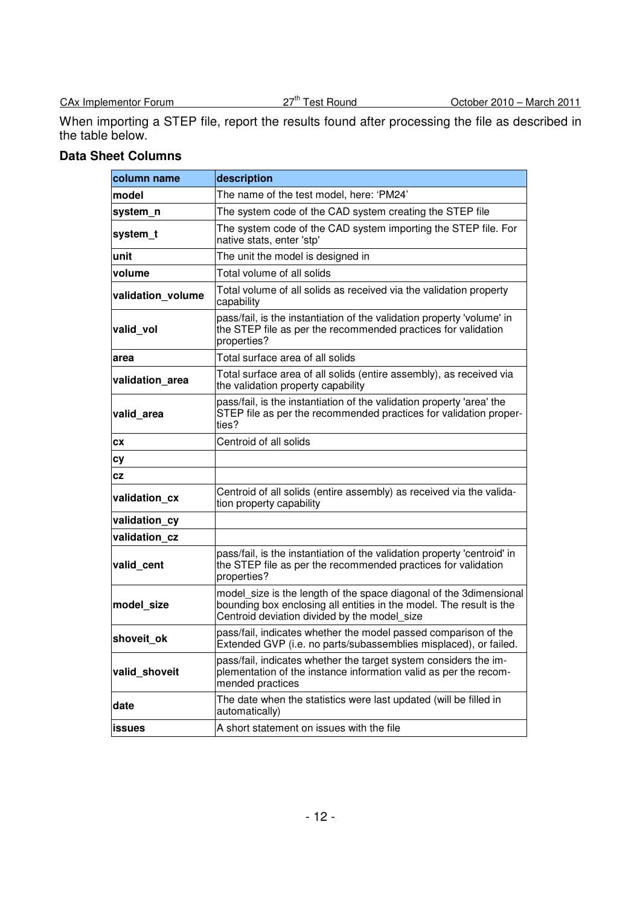When importing a STEP file, report the results found after processing the file as described in the table below.

### Data Sheet Columns

| column name | description |
|---|---|
| **model** | The name of the test model, here: 'PM24' |
| **system_n** | The system code of the CAD system creating the STEP file |
| **system_t** | The system code of the CAD system importing the STEP file. For native stats, enter 'stp' |
| **unit** | The unit the model is designed in |
| **volume** | Total volume of all solids |
| **validation_volume** | Total volume of all solids as received via the validation property capability |
| **valid_vol** | pass/fail, is the instantiation of the validation property 'volume' in the STEP file as per the recommended practices for validation properties? |
| **area** | Total surface area of all solids |
| **validation_area** | Total surface area of all solids (entire assembly), as received via the validation property capability |
| **valid_area** | pass/fail, is the instantiation of the validation property 'area' the STEP file as per the recommended practices for validation properties? |
| **cx** | Centroid of all solids |
| **cy** | |
| **cz** | |
| **validation_cx** | Centroid of all solids (entire assembly) as received via the validation property capability |
| **validation_cy** | |
| **validation_cz** | |
| **valid_cent** | pass/fail, is the instantiation of the validation property 'centroid' in the STEP file as per the recommended practices for validation properties? |
| **model_size** | model_size is the length of the space diagonal of the 3dimensional bounding box enclosing all entities in the model. The result is the Centroid deviation divided by the model_size |
| **shoveit_ok** | pass/fail, indicates whether the model passed comparison of the Extended GVP (i.e. no parts/subassemblies misplaced), or failed. |
| **valid_shoveit** | pass/fail, indicates whether the target system considers the implementation of the instance information valid as per the recommended practices |
| **date** | The date when the statistics were last updated (will be filled in automatically) |
| **issues** | A short statement on issues with the file |